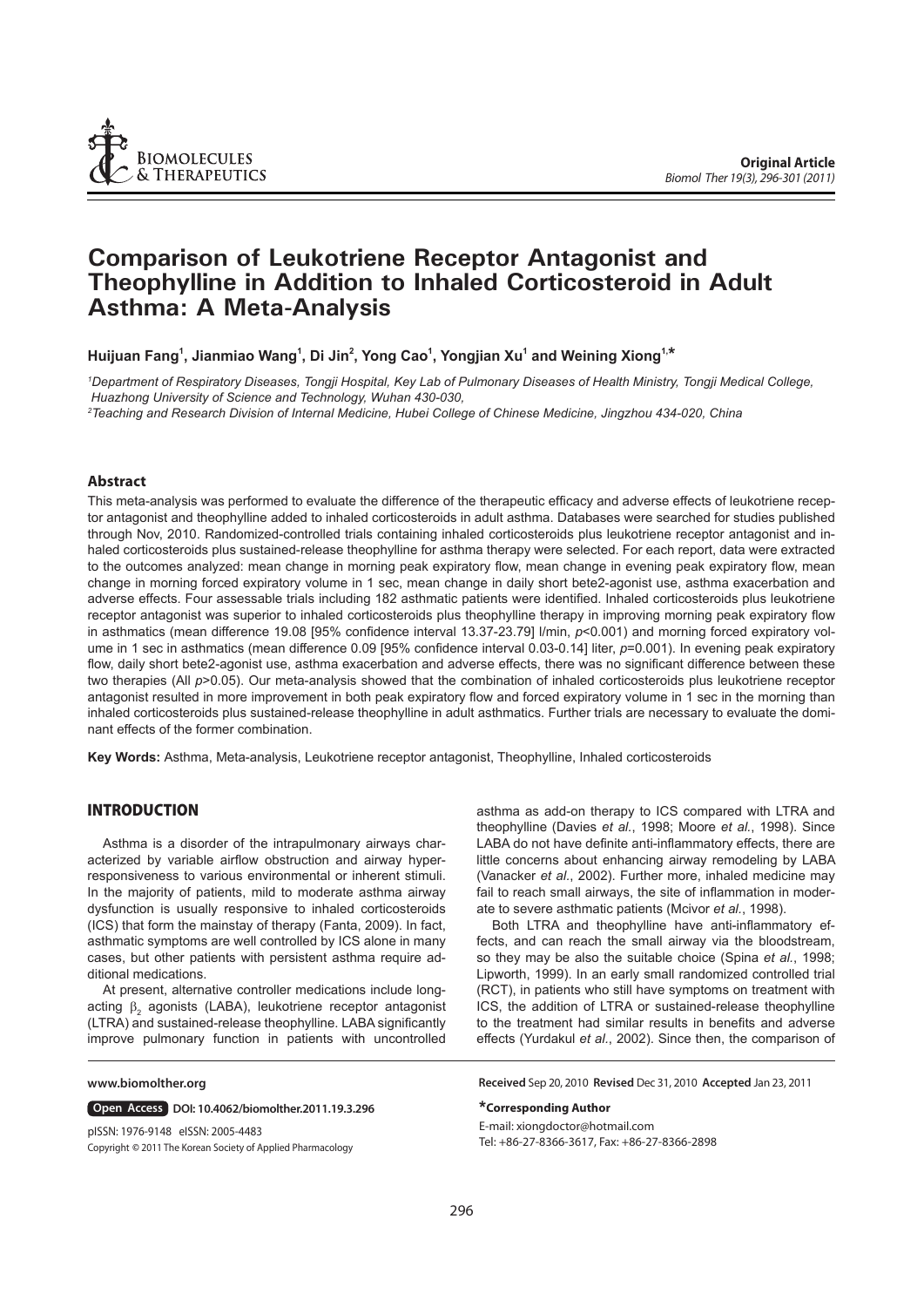Original Article

# Comparison of Leukotriene Receptor Antagonist and Theophylline in Addition to Inhaled Corticosteroid in Adult Asthma: A Meta-Analysis

**Huijuan Fang[1], Jianmiao Wang[1], Di Jin[2], Yong Cao[1], Yongjian Xu[1] and Weining Xiong[1,*]**

*[1]Department of Respiratory Diseases, Tongji Hospital, Key Lab of Pulmonary Diseases of Health Ministry, Tongji Medical College, Huazhong University of Science and Technology, Wuhan 430-030,*
*[2]Teaching and Research Division of Internal Medicine, Hubei College of Chinese Medicine, Jingzhou 434-020, China*

## Abstract

This meta-analysis was performed to evaluate the difference of the therapeutic efficacy and adverse effects of leukotriene receptor antagonist and theophylline added to inhaled corticosteroids in adult asthma. Databases were searched for studies published through Nov, 2010. Randomized-controlled trials containing inhaled corticosteroids plus leukotriene receptor antagonist and inhaled corticosteroids plus sustained-release theophylline for asthma therapy were selected. For each report, data were extracted to the outcomes analyzed: mean change in morning peak expiratory flow, mean change in evening peak expiratory flow, mean change in morning forced expiratory volume in 1 sec, mean change in daily short bete2-agonist use, asthma exacerbation and adverse effects. Four assessable trials including 182 asthmatic patients were identified. Inhaled corticosteroids plus leukotriene receptor antagonist was superior to inhaled corticosteroids plus theophylline therapy in improving morning peak expiratory flow in asthmatics (mean difference 19.08 [95% confidence interval 13.37-23.79] l/min, $p$<0.001) and morning forced expiratory volume in 1 sec in asthmatics (mean difference 0.09 [95% confidence interval 0.03-0.14] liter, $p$=0.001). In evening peak expiratory flow, daily short bete2-agonist use, asthma exacerbation and adverse effects, there was no significant difference between these two therapies (All $p$>0.05). Our meta-analysis showed that the combination of inhaled corticosteroids plus leukotriene receptor antagonist resulted in more improvement in both peak expiratory flow and forced expiratory volume in 1 sec in the morning than inhaled corticosteroids plus sustained-release theophylline in adult asthmatics. Further trials are necessary to evaluate the dominant effects of the former combination.

**Key Words:** Asthma, Meta-analysis, Leukotriene receptor antagonist, Theophylline, Inhaled corticosteroids

## INTRODUCTION

Asthma is a disorder of the intrapulmonary airways characterized by variable airflow obstruction and airway hyperresponsiveness to various environmental or inherent stimuli. In the majority of patients, mild to moderate asthma airway dysfunction is usually responsive to inhaled corticosteroids (ICS) that form the mainstay of therapy (Fanta, 2009). In fact, asthmatic symptoms are well controlled by ICS alone in many cases, but other patients with persistent asthma require additional medications.

At present, alternative controller medications include long-acting $\beta_2$ agonists (LABA), leukotriene receptor antagonist (LTRA) and sustained-release theophylline. LABA significantly improve pulmonary function in patients with uncontrolled asthma as add-on therapy to ICS compared with LTRA and theophylline (Davies *et al.*, 1998; Moore *et al.*, 1998). Since LABA do not have definite anti-inflammatory effects, there are little concerns about enhancing airway remodeling by LABA (Vanacker *et al.*, 2002). Further more, inhaled medicine may fail to reach small airways, the site of inflammation in moderate to severe asthmatic patients (Mcivor *et al.*, 1998).

Both LTRA and theophylline have anti-inflammatory effects, and can reach the small airway via the bloodstream, so they may be also the suitable choice (Spina *et al.*, 1998; Lipworth, 1999). In an early small randomized controlled trial (RCT), in patients who still have symptoms on treatment with ICS, the addition of LTRA or sustained-release theophylline to the treatment had similar results in benefits and adverse effects (Yurdakul *et al.*, 2002). Since then, the comparison of

www.biomolther.org

Open Access DOI: 10.4062/biomolther.2011.19.3.296

pISSN: 1976-9148 eISSN: 2005-4483
Copyright © 2011 The Korean Society of Applied Pharmacology

**Received** Sep 20, 2010 **Revised** Dec 31, 2010 **Accepted** Jan 23, 2011

**\*Corresponding Author**
E-mail: xiongdoctor@hotmail.com
Tel: +86-27-8366-3617, Fax: +86-27-8366-2898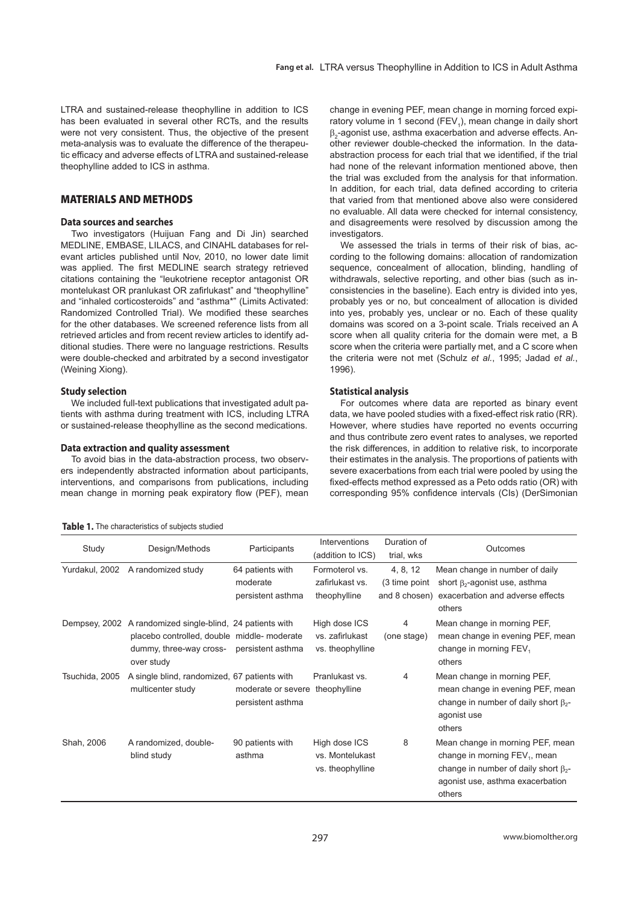LTRA and sustained-release theophylline in addition to ICS has been evaluated in several other RCTs, and the results were not very consistent. Thus, the objective of the present meta-analysis was to evaluate the difference of the therapeutic efficacy and adverse effects of LTRA and sustained-release theophylline added to ICS in asthma.

## MATERIALS AND METHODS

### Data sources and searches

Two investigators (Huijuan Fang and Di Jin) searched MEDLINE, EMBASE, LILACS, and CINAHL databases for relevant articles published until Nov, 2010, no lower date limit was applied. The first MEDLINE search strategy retrieved citations containing the "leukotriene receptor antagonist OR montelukast OR pranlukast OR zafirlukast" and "theophylline" and "inhaled corticosteroids" and "asthma*" (Limits Activated: Randomized Controlled Trial). We modified these searches for the other databases. We screened reference lists from all retrieved articles and from recent review articles to identify additional studies. There were no language restrictions. Results were double-checked and arbitrated by a second investigator (Weining Xiong).

### Study selection

We included full-text publications that investigated adult patients with asthma during treatment with ICS, including LTRA or sustained-release theophylline as the second medications.

### Data extraction and quality assessment

To avoid bias in the data-abstraction process, two observers independently abstracted information about participants, interventions, and comparisons from publications, including mean change in morning peak expiratory flow (PEF), mean change in evening PEF, mean change in morning forced expiratory volume in 1 second ($FEV_1$), mean change in daily short $\beta_2$-agonist use, asthma exacerbation and adverse effects. Another reviewer double-checked the information. In the data-abstraction process for each trial that we identified, if the trial had none of the relevant information mentioned above, then the trial was excluded from the analysis for that information. In addition, for each trial, data defined according to criteria that varied from that mentioned above also were considered no evaluable. All data were checked for internal consistency, and disagreements were resolved by discussion among the investigators.

We assessed the trials in terms of their risk of bias, according to the following domains: allocation of randomization sequence, concealment of allocation, blinding, handling of withdrawals, selective reporting, and other bias (such as inconsistencies in the baseline). Each entry is divided into yes, probably yes or no, but concealment of allocation is divided into yes, probably yes, unclear or no. Each of these quality domains was scored on a 3-point scale. Trials received an A score when all quality criteria for the domain were met, a B score when the criteria were partially met, and a C score when the criteria were not met (Schulz *et al.*, 1995; Jadad *et al.*, 1996).

### Statistical analysis

For outcomes where data are reported as binary event data, we have pooled studies with a fixed-effect risk ratio (RR). However, where studies have reported no events occurring and thus contribute zero event rates to analyses, we reported the risk differences, in addition to relative risk, to incorporate their estimates in the analysis. The proportions of patients with severe exacerbations from each trial were pooled by using the fixed-effects method expressed as a Peto odds ratio (OR) with corresponding 95% confidence intervals (CIs) (DerSimonian

**Table 1.** The characteristics of subjects studied

| Study | Design/Methods | Participants | Interventions (addition to ICS) | Duration of trial, wks | Outcomes |
|---|---|---|---|---|---|
| Yurdakul, 2002 | A randomized study | 64 patients with moderate persistent asthma | Formoterol vs. zafirlukast vs. theophylline | 4, 8, 12 (3 time point and 8 chosen) | Mean change in number of daily short $\beta_2$-agonist use, asthma exacerbation and adverse effects others |
| Dempsey, 2002 | A randomized single-blind, placebo controlled, double dummy, three-way cross-over study | 24 patients with middle- moderate persistent asthma | High dose ICS vs. zafirlukast vs. theophylline | 4 (one stage) | Mean change in morning PEF, mean change in evening PEF, mean change in morning $FEV_1$ others |
| Tsuchida, 2005 | A single blind, randomized, multicenter study | 67 patients with moderate or severe persistent asthma | Pranlukast vs. theophylline | 4 | Mean change in morning PEF, mean change in evening PEF, mean change in number of daily short $\beta_2$-agonist use others |
| Shah, 2006 | A randomized, double-blind study | 90 patients with asthma | High dose ICS vs. Montelukast vs. theophylline | 8 | Mean change in morning PEF, mean change in morning $FEV_1$, mean change in number of daily short $\beta_2$-agonist use, asthma exacerbation others |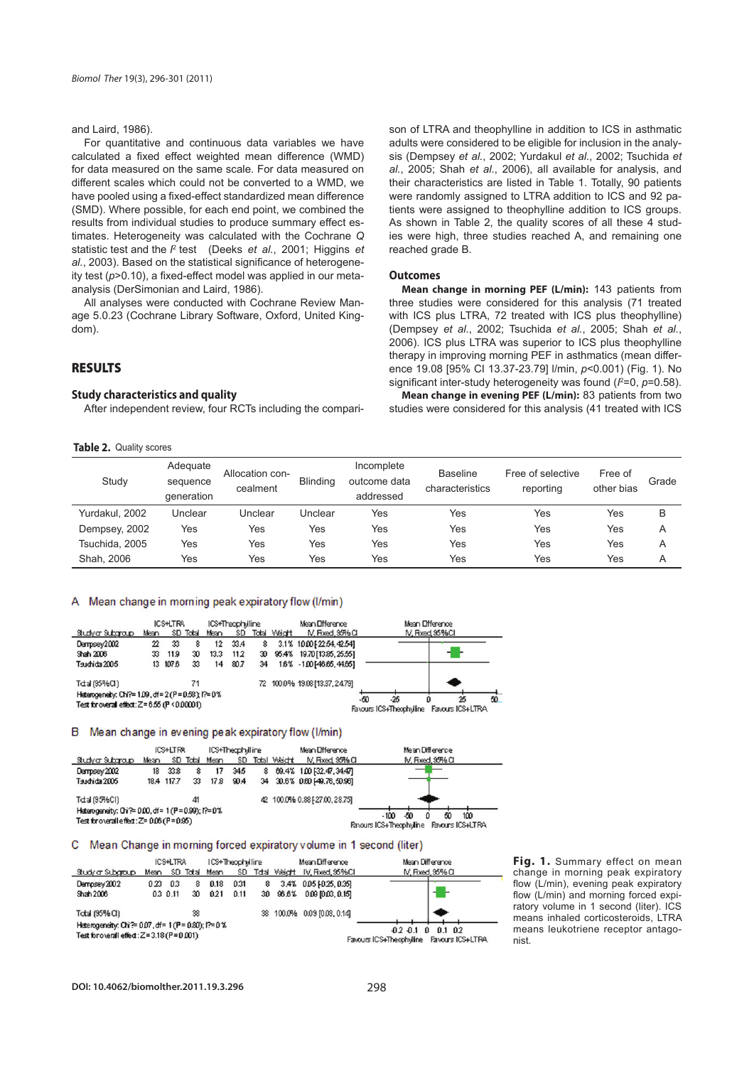and Laird, 1986).

For quantitative and continuous data variables we have calculated a fixed effect weighted mean difference (WMD) for data measured on the same scale. For data measured on different scales which could not be converted to a WMD, we have pooled using a fixed-effect standardized mean difference (SMD). Where possible, for each end point, we combined the results from individual studies to produce summary effect estimates. Heterogeneity was calculated with the Cochrane Q statistic test and the $I^2$ test (Deeks *et al.*, 2001; Higgins *et al.*, 2003). Based on the statistical significance of heterogeneity test ($p$>0.10), a fixed-effect model was applied in our meta-analysis (DerSimonian and Laird, 1986).

All analyses were conducted with Cochrane Review Manage 5.0.23 (Cochrane Library Software, Oxford, United Kingdom).

## RESULTS

### Study characteristics and quality

After independent review, four RCTs including the comparison of LTRA and theophylline in addition to ICS in asthmatic adults were considered to be eligible for inclusion in the analysis (Dempsey *et al.*, 2002; Yurdakul *et al.*, 2002; Tsuchida *et al.*, 2005; Shah *et al.*, 2006), all available for analysis, and their characteristics are listed in Table 1. Totally, 90 patients were randomly assigned to LTRA addition to ICS and 92 patients were assigned to theophylline addition to ICS groups. As shown in Table 2, the quality scores of all these 4 studies were high, three studies reached A, and remaining one reached grade B.

### Outcomes

**Mean change in morning PEF (L/min):** 143 patients from three studies were considered for this analysis (71 treated with ICS plus LTRA, 72 treated with ICS plus theophylline) (Dempsey *et al.*, 2002; Tsuchida *et al.*, 2005; Shah *et al.*, 2006). ICS plus LTRA was superior to ICS plus theophylline therapy in improving morning PEF in asthmatics (mean difference 19.08 [95% CI 13.37-23.79] l/min, $p$<0.001) (Fig. 1). No significant inter-study heterogeneity was found ($I^2$=0, $p$=0.58).

**Mean change in evening PEF (L/min):** 83 patients from two studies were considered for this analysis (41 treated with ICS

**Table 2.** Quality scores

| Study | Adequate sequence generation | Allocation concealment | Blinding | Incomplete outcome data addressed | Baseline characteristics | Free of selective reporting | Free of other bias | Grade |
|---|---|---|---|---|---|---|---|---|
| Yurdakul, 2002 | Unclear | Unclear | Unclear | Yes | Yes | Yes | Yes | B |
| Dempsey, 2002 | Yes | Yes | Yes | Yes | Yes | Yes | Yes | A |
| Tsuchida, 2005 | Yes | Yes | Yes | Yes | Yes | Yes | Yes | A |
| Shah, 2006 | Yes | Yes | Yes | Yes | Yes | Yes | Yes | A |

A Mean change in morning peak expiratory flow (l/min)

| Study or Subgroup | ICS+LTRA Mean | SD | Total | ICS+Theophylline Mean | SD | Total | Weight | Mean Difference IV, Fixed, 95% CI |
|---|---|---|---|---|---|---|---|---|
| Dempsey 2002 | 22 | 33 | 8 | 12 | 33.4 | 8 | 3.1% | 10.00 [-22.54, 42.54] |
| Shah 2006 | 33 | 11.9 | 30 | 13.3 | 11.2 | 30 | 95.4% | 19.70 [13.85, 25.55] |
| Tsuchida 2005 | 13 | 107.6 | 33 | 14 | 80.7 | 34 | 1.6% | -1.00 [-46.65, 44.65] |
| Total (95% CI) | | | 71 | | | 72 | 100.0% | 19.08 [13.37, 24.79] |

Heterogeneity: Chi² = 1.09, df = 2 (P = 0.58); I² = 0%
Test for overall effect: Z = 6.55 (P < 0.00001)
Favours ICS+Theophylline / Favours ICS+LTRA

B Mean change in evening peak expiratory flow (l/min)

| Study or Subgroup | ICS+LTRA Mean | SD | Total | ICS+Theophylline Mean | SD | Total | Weight | Mean Difference IV, Fixed, 95% CI |
|---|---|---|---|---|---|---|---|---|
| Dempsey 2002 | 18 | 33.8 | 8 | 17 | 34.5 | 8 | 69.4% | 1.00 [-32.47, 34.47] |
| Tsuchida 2005 | 18.4 | 117.7 | 33 | 17.8 | 90.4 | 34 | 30.6% | 0.60 [-49.76, 50.96] |
| Total (95% CI) | | | 41 | | | 42 | 100.0% | 0.88 [-27.00, 28.75] |

Heterogeneity: Chi² = 0.00, df = 1 (P = 0.99); I² = 0%
Test for overall effect: Z = 0.06 (P = 0.95)
Favours ICS+Theophylline / Favours ICS+LTRA

C Mean Change in morning forced expiratory volume in 1 second (liter)

| Study or Subgroup | ICS+LTRA Mean | SD | Total | ICS+Theophylline Mean | SD | Total | Weight | Mean Difference IV, Fixed, 95% CI |
|---|---|---|---|---|---|---|---|---|
| Dempsey 2002 | 0.23 | 0.3 | 8 | 0.18 | 0.31 | 8 | 3.4% | 0.05 [-0.25, 0.35] |
| Shah 2006 | 0.3 | 0.11 | 30 | 0.21 | 0.11 | 30 | 96.6% | 0.09 [0.03, 0.15] |
| Total (95% CI) | | | 38 | | | 38 | 100.0% | 0.09 [0.03, 0.14] |

Heterogeneity: Chi² = 0.07, df = 1 (P = 0.80); I² = 0%
Test for overall effect: Z = 3.18 (P = 0.001)
Favours ICS+Theophylline / Favours ICS+LTRA

**Fig. 1.** Summary effect on mean change in morning peak expiratory flow (L/min), evening peak expiratory flow (L/min) and morning forced expiratory volume in 1 second (liter). ICS means inhaled corticosteroids, LTRA means leukotriene receptor antagonist.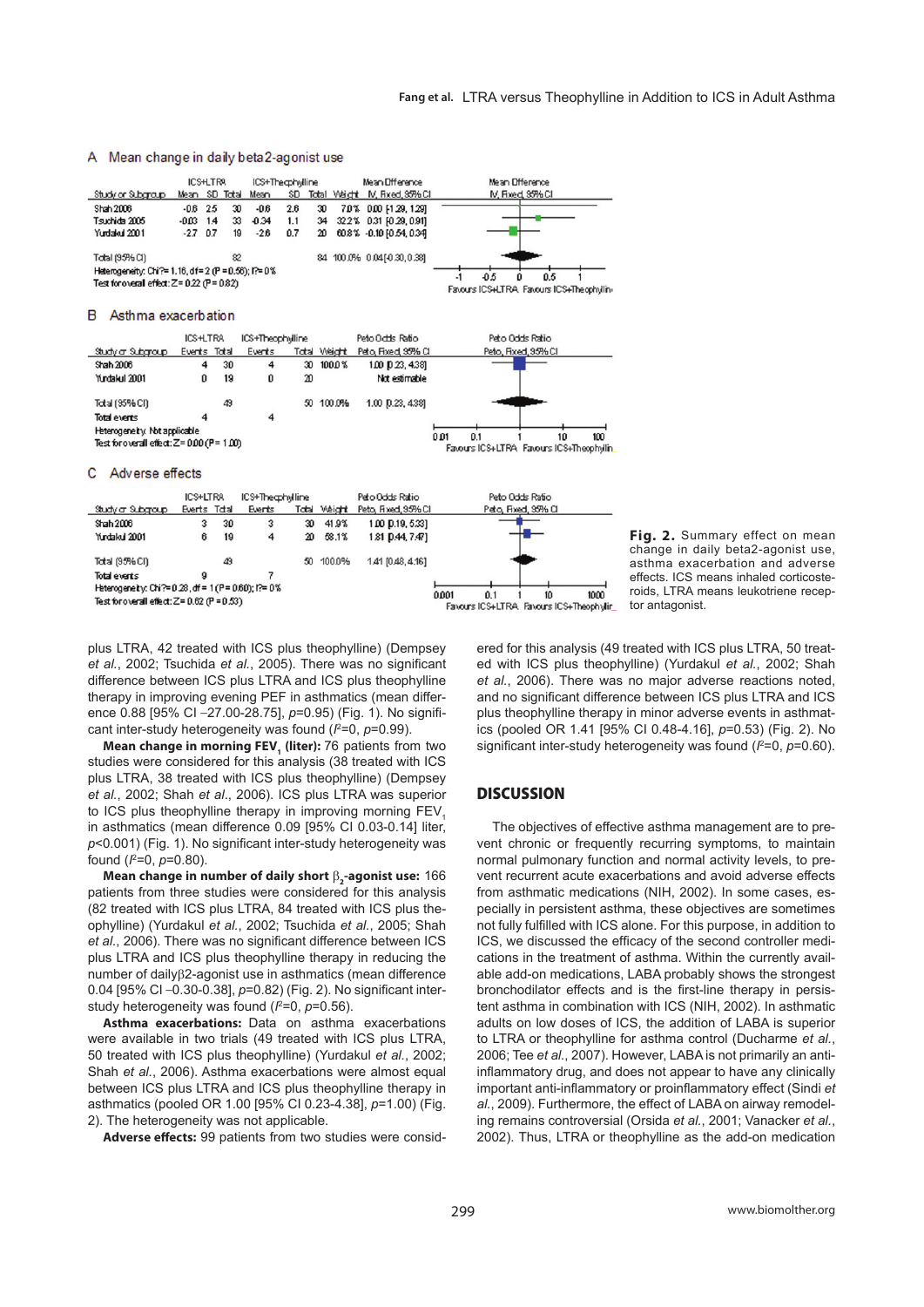A Mean change in daily beta2-agonist use

| Study or Subgroup | ICS+LTRA Mean | SD | Total | ICS+Theophylline Mean | SD | Total | Weight | Mean Difference IV, Fixed, 95% CI |
|---|---|---|---|---|---|---|---|---|
| Shah 2006 | -0.6 | 2.5 | 30 | -0.6 | 2.6 | 30 | 7.0% | 0.00 [-1.29, 1.29] |
| Tsuchida 2005 | -0.03 | 1.4 | 33 | -0.34 | 1.1 | 34 | 32.2% | 0.31 [-0.29, 0.91] |
| Yurdakul 2001 | -2.7 | 0.7 | 19 | -2.6 | 0.7 | 20 | 60.8% | -0.10 [-0.54, 0.34] |
| Total (95% CI) | | | 82 | | | 84 | 100.0% | 0.04 [-0.30, 0.38] |

Heterogeneity: Chi² = 1.16, df = 2 (P = 0.56); I² = 0%
Test for overall effect: Z = 0.22 (P = 0.82)

Favours ICS+LTRA Favours ICS+Theophylline

B Asthma exacerbation

| Study or Subgroup | ICS+LTRA Events | Total | ICS+Theophylline Events | Total | Weight | Peto Odds Ratio Peto, Fixed, 95% CI |
|---|---|---|---|---|---|---|
| Shah 2006 | 4 | 30 | 4 | 30 | 100.0% | 1.00 [0.23, 4.38] |
| Yurdakul 2001 | 0 | 19 | 0 | 20 | | Not estimable |
| Total (95% CI) | | 49 | | 50 | 100.0% | 1.00 [0.23, 4.38] |
| Total events | 4 | | 4 | | | |

Heterogeneity: Not applicable
Test for overall effect: Z = 0.00 (P = 1.00)

Favours ICS+LTRA Favours ICS+Theophyllin

C Adverse effects

| Study or Subgroup | ICS+LTRA Events | Total | ICS+Theophylline Events | Total | Weight | Peto Odds Ratio Peto, Fixed, 95% CI |
|---|---|---|---|---|---|---|
| Shah 2006 | 3 | 30 | 3 | 30 | 41.9% | 1.00 [0.19, 5.33] |
| Yurdakul 2001 | 6 | 19 | 4 | 20 | 58.1% | 1.81 [0.44, 7.47] |
| Total (95% CI) | | 49 | | 50 | 100.0% | 1.41 [0.48, 4.16] |
| Total events | 9 | | 7 | | | |

Heterogeneity: Chi² = 0.28, df = 1 (P = 0.60); I² = 0%
Test for overall effect: Z = 0.62 (P = 0.53)

Favours ICS+LTRA Favours ICS+Theophyllin

**Fig. 2.** Summary effect on mean change in daily beta2-agonist use, asthma exacerbation and adverse effects. ICS means inhaled corticosteroids, LTRA means leukotriene receptor antagonist.

plus LTRA, 42 treated with ICS plus theophylline) (Dempsey *et al.*, 2002; Tsuchida *et al.*, 2005). There was no significant difference between ICS plus LTRA and ICS plus theophylline therapy in improving evening PEF in asthmatics (mean difference 0.88 [95% CI −27.00-28.75], $p$=0.95) (Fig. 1). No significant inter-study heterogeneity was found ($I^2$=0, $p$=0.99).

**Mean change in morning $FEV_1$ (liter):** 76 patients from two studies were considered for this analysis (38 treated with ICS plus LTRA, 38 treated with ICS plus theophylline) (Dempsey *et al.*, 2002; Shah *et al.*, 2006). ICS plus LTRA was superior to ICS plus theophylline therapy in improving morning $FEV_1$ in asthmatics (mean difference 0.09 [95% CI 0.03-0.14] liter, $p$<0.001) (Fig. 1). No significant inter-study heterogeneity was found ($I^2$=0, $p$=0.80).

**Mean change in number of daily short $\beta_2$-agonist use:** 166 patients from three studies were considered for this analysis (82 treated with ICS plus LTRA, 84 treated with ICS plus theophylline) (Yurdakul *et al.*, 2002; Tsuchida *et al.*, 2005; Shah *et al.*, 2006). There was no significant difference between ICS plus LTRA and ICS plus theophylline therapy in reducing the number of daily$\beta$2-agonist use in asthmatics (mean difference 0.04 [95% CI −0.30-0.38], $p$=0.82) (Fig. 2). No significant inter-study heterogeneity was found ($I^2$=0, $p$=0.56).

**Asthma exacerbations:** Data on asthma exacerbations were available in two trials (49 treated with ICS plus LTRA, 50 treated with ICS plus theophylline) (Yurdakul *et al.*, 2002; Shah *et al.*, 2006). Asthma exacerbations were almost equal between ICS plus LTRA and ICS plus theophylline therapy in asthmatics (pooled OR 1.00 [95% CI 0.23-4.38], $p$=1.00) (Fig. 2). The heterogeneity was not applicable.

**Adverse effects:** 99 patients from two studies were considered for this analysis (49 treated with ICS plus LTRA, 50 treated with ICS plus theophylline) (Yurdakul *et al.*, 2002; Shah *et al.*, 2006). There was no major adverse reactions noted, and no significant difference between ICS plus LTRA and ICS plus theophylline therapy in minor adverse events in asthmatics (pooled OR 1.41 [95% CI 0.48-4.16], $p$=0.53) (Fig. 2). No significant inter-study heterogeneity was found ($I^2$=0, $p$=0.60).

## DISCUSSION

The objectives of effective asthma management are to prevent chronic or frequently recurring symptoms, to maintain normal pulmonary function and normal activity levels, to prevent recurrent acute exacerbations and avoid adverse effects from asthmatic medications (NIH, 2002). In some cases, especially in persistent asthma, these objectives are sometimes not fully fulfilled with ICS alone. For this purpose, in addition to ICS, we discussed the efficacy of the second controller medications in the treatment of asthma. Within the currently available add-on medications, LABA probably shows the strongest bronchodilator effects and is the first-line therapy in persistent asthma in combination with ICS (NIH, 2002). In asthmatic adults on low doses of ICS, the addition of LABA is superior to LTRA or theophylline for asthma control (Ducharme *et al.*, 2006; Tee *et al.*, 2007). However, LABA is not primarily an anti-inflammatory drug, and does not appear to have any clinically important anti-inflammatory or proinflammatory effect (Sindi *et al.*, 2009). Furthermore, the effect of LABA on airway remodeling remains controversial (Orsida *et al.*, 2001; Vanacker *et al.*, 2002). Thus, LTRA or theophylline as the add-on medication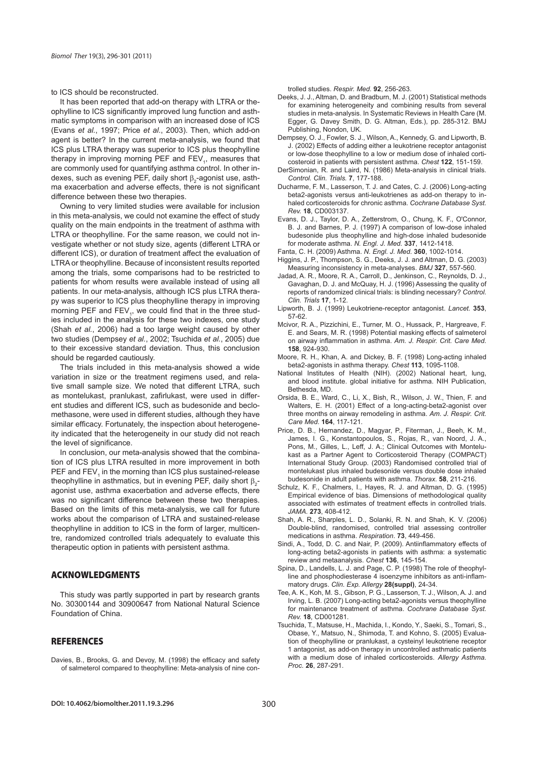to ICS should be reconstructed.

It has been reported that add-on therapy with LTRA or theophylline to ICS significantly improved lung function and asthmatic symptoms in comparison with an increased dose of ICS (Evans *et al.*, 1997; Price *et al.*, 2003). Then, which add-on agent is better? In the current meta-analysis, we found that ICS plus LTRA therapy was superior to ICS plus theophylline therapy in improving morning PEF and $FEV_1$, measures that are commonly used for quantifying asthma control. In other indexes, such as evening PEF, daily short $\beta_2$-agonist use, asthma exacerbation and adverse effects, there is not significant difference between these two therapies.

Owning to very limited studies were available for inclusion in this meta-analysis, we could not examine the effect of study quality on the main endpoints in the treatment of asthma with LTRA or theophylline. For the same reason, we could not investigate whether or not study size, agents (different LTRA or different ICS), or duration of treatment affect the evaluation of LTRA or theophylline. Because of inconsistent results reported among the trials, some comparisons had to be restricted to patients for whom results were available instead of using all patients. In our meta-analysis, although ICS plus LTRA therapy was superior to ICS plus theophylline therapy in improving morning PEF and $FEV_1$, we could find that in the three studies included in the analysis for these two indexes, one study (Shah *et al.*, 2006) had a too large weight caused by other two studies (Dempsey *et al.*, 2002; Tsuchida *et al.*, 2005) due to their excessive standard deviation. Thus, this conclusion should be regarded cautiously.

The trials included in this meta-analysis showed a wide variation in size or the treatment regimens used, and relative small sample size. We noted that different LTRA, such as montelukast, pranlukast, zafirlukast, were used in different studies and different ICS, such as budesonide and beclomethasone, were used in different studies, although they have similar efficacy. Fortunately, the inspection about heterogeneity indicated that the heterogeneity in our study did not reach the level of significance.

In conclusion, our meta-analysis showed that the combination of ICS plus LTRA resulted in more improvement in both PEF and $FEV_1$ in the morning than ICS plus sustained-release theophylline in asthmatics, but in evening PEF, daily short $\beta_2$-agonist use, asthma exacerbation and adverse effects, there was no significant difference between these two therapies. Based on the limits of this meta-analysis, we call for future works about the comparison of LTRA and sustained-release theophylline in addition to ICS in the form of larger, multicentre, randomized controlled trials adequately to evaluate this therapeutic option in patients with persistent asthma.

## ACKNOWLEDGMENTS

This study was partly supported in part by research grants No. 30300144 and 30900647 from National Natural Science Foundation of China.

## REFERENCES

Davies, B., Brooks, G. and Devoy, M. (1998) the efficacy and safety of salmeterol compared to theophylline: Meta-analysis of nine controlled studies. *Respir. Med.* **92**, 256-263.

Deeks, J. J., Altman, D. and Bradburn, M. J. (2001) Statistical methods for examining heterogeneity and combining results from several studies in meta-analysis. In Systematic Reviews in Health Care (M. Egger, G. Davey Smith, D. G. Altman, Eds.), pp. 285-312. BMJ Publishing, Nondon, UK.

Dempsey, O. J., Fowler, S. J., Wilson, A., Kennedy, G. and Lipworth, B. J. (2002) Effects of adding either a leukotriene receptor antagonist or low-dose theophylline to a low or medium dose of inhaled corticosteroid in patients with persistent asthma. *Chest* **122**, 151-159.

DerSimonian, R. and Laird, N. (1986) Meta-analysis in clinical trials. *Control. Clin. Trials.* **7**, 177-188.

Ducharme, F. M., Lasserson, T. J. and Cates, C. J. (2006) Long-acting beta2-agonists versus anti-leukotrienes as add-on therapy to inhaled corticosteroids for chronic asthma. *Cochrane Database Syst. Rev.* **18**, CD003137.

Evans, D. J., Taylor, D. A., Zetterstrom, O., Chung, K. F., O'Connor, B. J. and Barnes, P. J. (1997) A comparison of low-dose inhaled budesonide plus theophylline and high-dose inhaled budesonide for moderate asthma. *N. Engl. J. Med.* **337**, 1412-1418.

Fanta, C. H. (2009) Asthma. *N. Engl. J. Med.* **360**, 1002-1014.

Higgins, J. P., Thompson, S. G., Deeks, J. J. and Altman, D. G. (2003) Measuring inconsistency in meta-analyses. *BMJ* **327**, 557-560.

Jadad, A. R., Moore, R. A., Carroll, D., Jenkinson, C., Reynolds, D. J., Gavaghan, D. J. and McQuay, H. J. (1996) Assessing the quality of reports of randomized clinical trials: is blinding necessary? *Control. Clin. Trials* **17**, 1-12.

Lipworth, B. J. (1999) Leukotriene-receptor antagonist. *Lancet.* **353**, 57-62.

Mcivor, R. A., Pizzichini, E., Turner, M. O., Hussack, P., Hargreave, F. E. and Sears, M. R. (1998) Potential masking effects of salmeterol on airway inflammation in asthma. *Am. J. Respir. Crit. Care Med.* **158**, 924-930.

Moore, R. H., Khan, A. and Dickey, B. F. (1998) Long-acting inhaled beta2-agonists in asthma therapy. *Chest* **113**, 1095-1108.

National Institutes of Health (NIH). (2002) National heart, lung, and blood institute. global initiative for asthma. NIH Publication, Bethesda, MD.

Orsida, B. E., Ward, C., Li, X., Bish, R., Wilson, J. W., Thien, F. and Walters, E. H. (2001) Effect of a long-acting-beta2-agonist over three months on airway remodeling in asthma. *Am. J. Respir. Crit. Care Med.* **164**, 117-121.

Price, D. B., Hernandez, D., Magyar, P., Fiterman, J., Beeh, K. M., James, I. G., Konstantopoulos, S., Rojas, R., van Noord, J. A., Pons, M., Gilles, L., Leff, J. A.; Clinical Outcomes with Montelukast as a Partner Agent to Corticosteroid Therapy (COMPACT) International Study Group. (2003) Randomised controlled trial of montelukast plus inhaled budesonide versus double dose inhaled budesonide in adult patients with asthma. *Thorax.* **58**, 211-216.

Schulz, K. F., Chalmers, I., Hayes, R. J. and Altman, D. G. (1995) Empirical evidence of bias. Dimensions of methodological quality associated with estimates of treatment effects in controlled trials. *JAMA.* **273**, 408-412.

Shah, A. R., Sharples, L. D., Solanki, R. N. and Shah, K. V. (2006) Double-blind, randomised, controlled trial assessing controller medications in asthma. *Respiration.* **73**, 449-456.

Sindi, A., Todd, D. C. and Nair, P. (2009). Antiinflammatory effects of long-acting beta2-agonists in patients with asthma: a systematic review and metaanalysis. *Chest* **136**, 145-154.

Spina, D., Landells, L. J. and Page, C. P. (1998) The role of theophylline and phosphodiesterase 4 isoenzyme inhibitors as anti-inflammatory drugs. *Clin. Exp. Allergy* **28(suppl)**, 24-34.

Tee, A. K., Koh, M. S., Gibson, P. G., Lasserson, T. J., Wilson, A. J. and Irving, L. B. (2007) Long-acting beta2-agonists versus theophylline for maintenance treatment of asthma. *Cochrane Database Syst. Rev.* **18**, CD001281.

Tsuchida, T., Matsuse, H., Machida, I., Kondo, Y., Saeki, S., Tomari, S., Obase, Y., Matsuo, N., Shimoda, T. and Kohno, S. (2005) Evaluation of theophylline or pranlukast, a cysteinyl leukotriene receptor 1 antagonist, as add-on therapy in uncontrolled asthmatic patients with a medium dose of inhaled corticosteroids. *Allergy Asthma. Proc.* **26**, 287-291.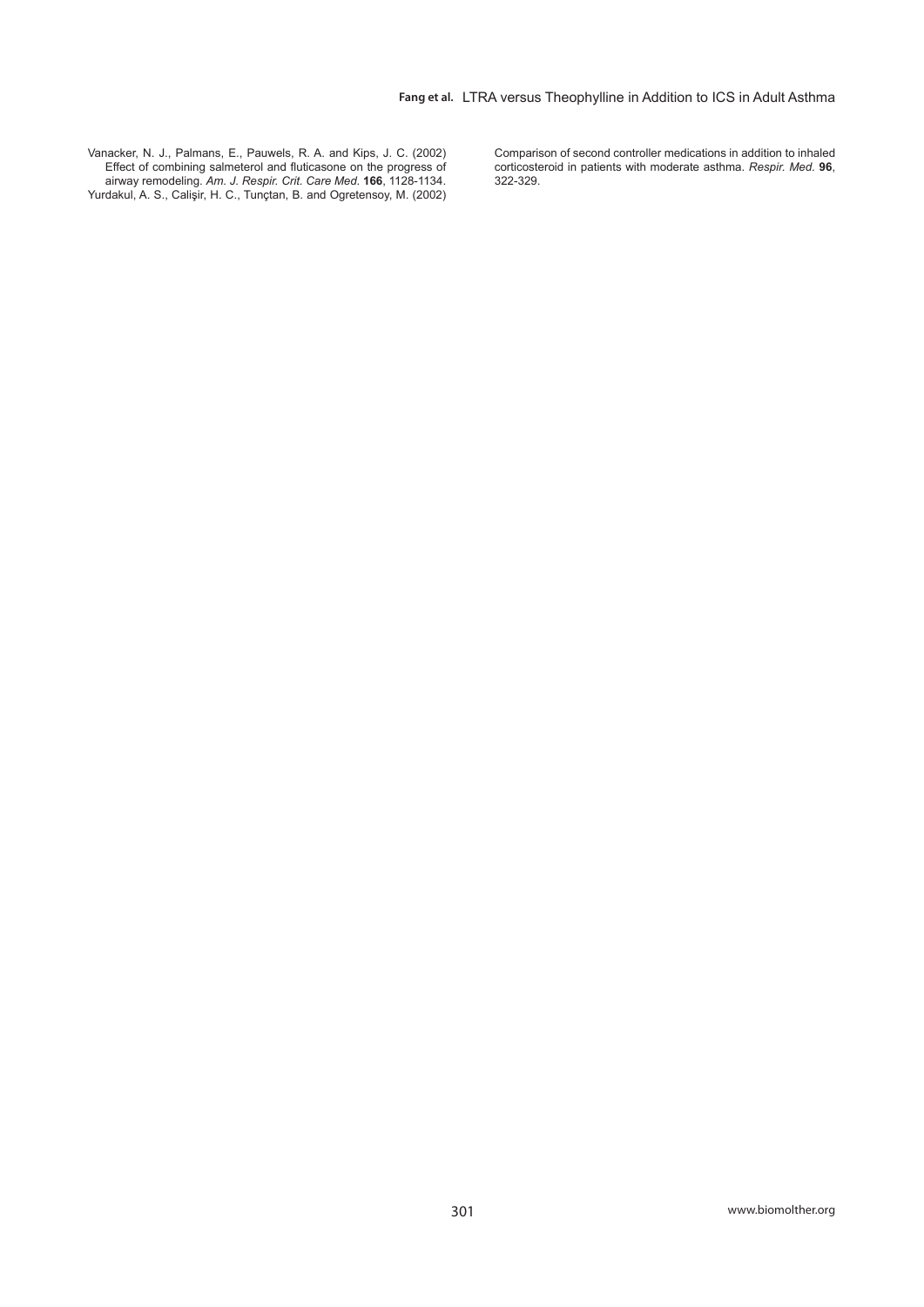Vanacker, N. J., Palmans, E., Pauwels, R. A. and Kips, J. C. (2002) Effect of combining salmeterol and fluticasone on the progress of airway remodeling. *Am. J. Respir. Crit. Care Med.* **166**, 1128-1134.

Yurdakul, A. S., Calişir, H. C., Tunçtan, B. and Ogretensoy, M. (2002) Comparison of second controller medications in addition to inhaled corticosteroid in patients with moderate asthma. *Respir. Med.* **96**, 322-329.